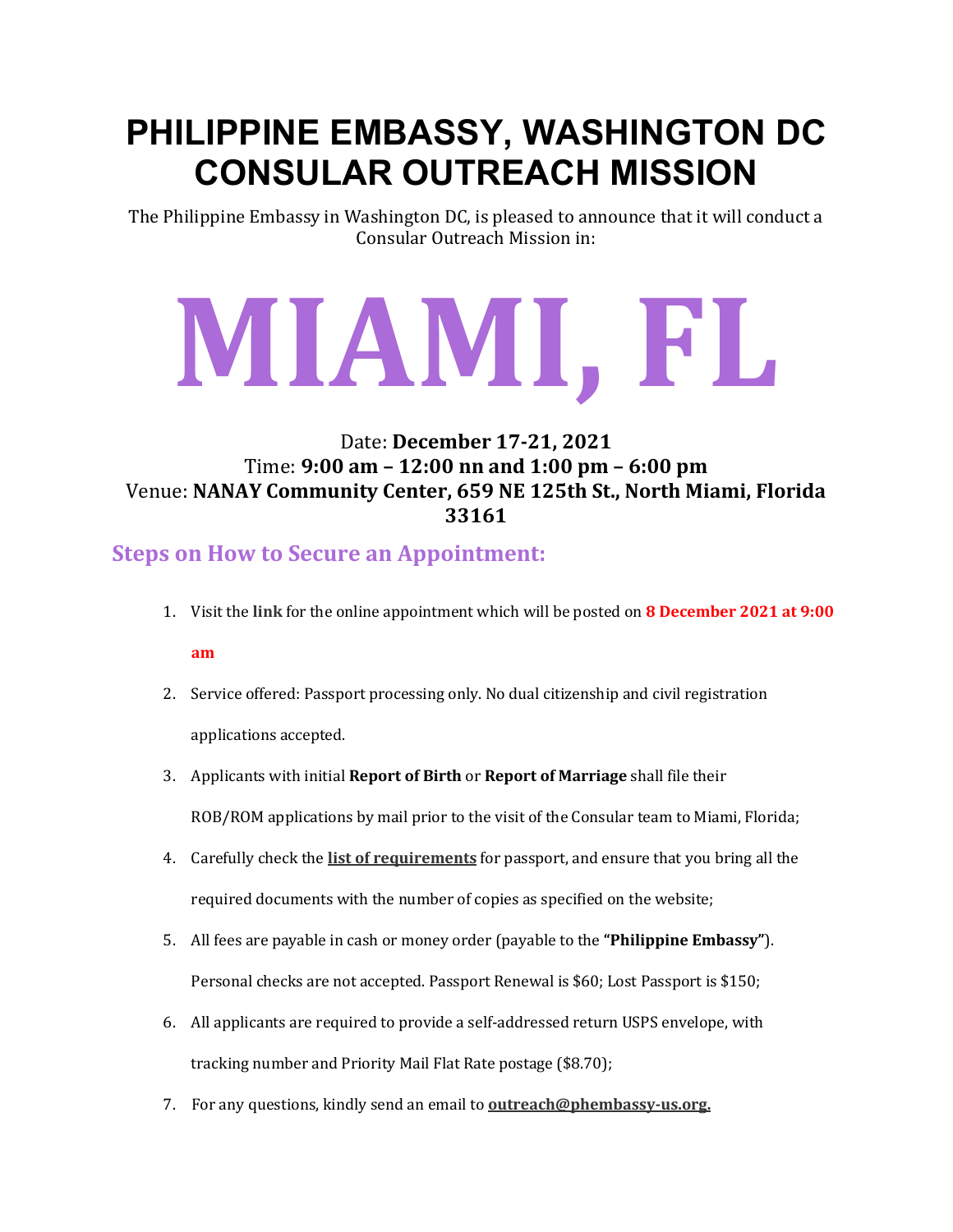# PHILIPPINE EMBASSY, WASHINGTON DC CONSULAR OUTREACH MISSION

The Philippine Embassy in Washington DC, is pleased to announce that it will conduct a Consular Outreach Mission in:

# MIAMI, FL

Date: **December 17-21, 2021**
Time: **9:00 am – 12:00 nn and 1:00 pm – 6:00 pm**
Venue: **NANAY Community Center, 659 NE 125th St., North Miami, Florida 33161**

## Steps on How to Secure an Appointment:

1. Visit the **link** for the online appointment which will be posted on **8 December 2021 at 9:00 am**
2. Service offered: Passport processing only. No dual citizenship and civil registration applications accepted.
3. Applicants with initial **Report of Birth** or **Report of Marriage** shall file their ROB/ROM applications by mail prior to the visit of the Consular team to Miami, Florida;
4. Carefully check the **list of requirements** for passport, and ensure that you bring all the required documents with the number of copies as specified on the website;
5. All fees are payable in cash or money order (payable to the **"Philippine Embassy"**). Personal checks are not accepted. Passport Renewal is $60; Lost Passport is $150;
6. All applicants are required to provide a self-addressed return USPS envelope, with tracking number and Priority Mail Flat Rate postage ($8.70);
7. For any questions, kindly send an email to **outreach@phembassy-us.org.**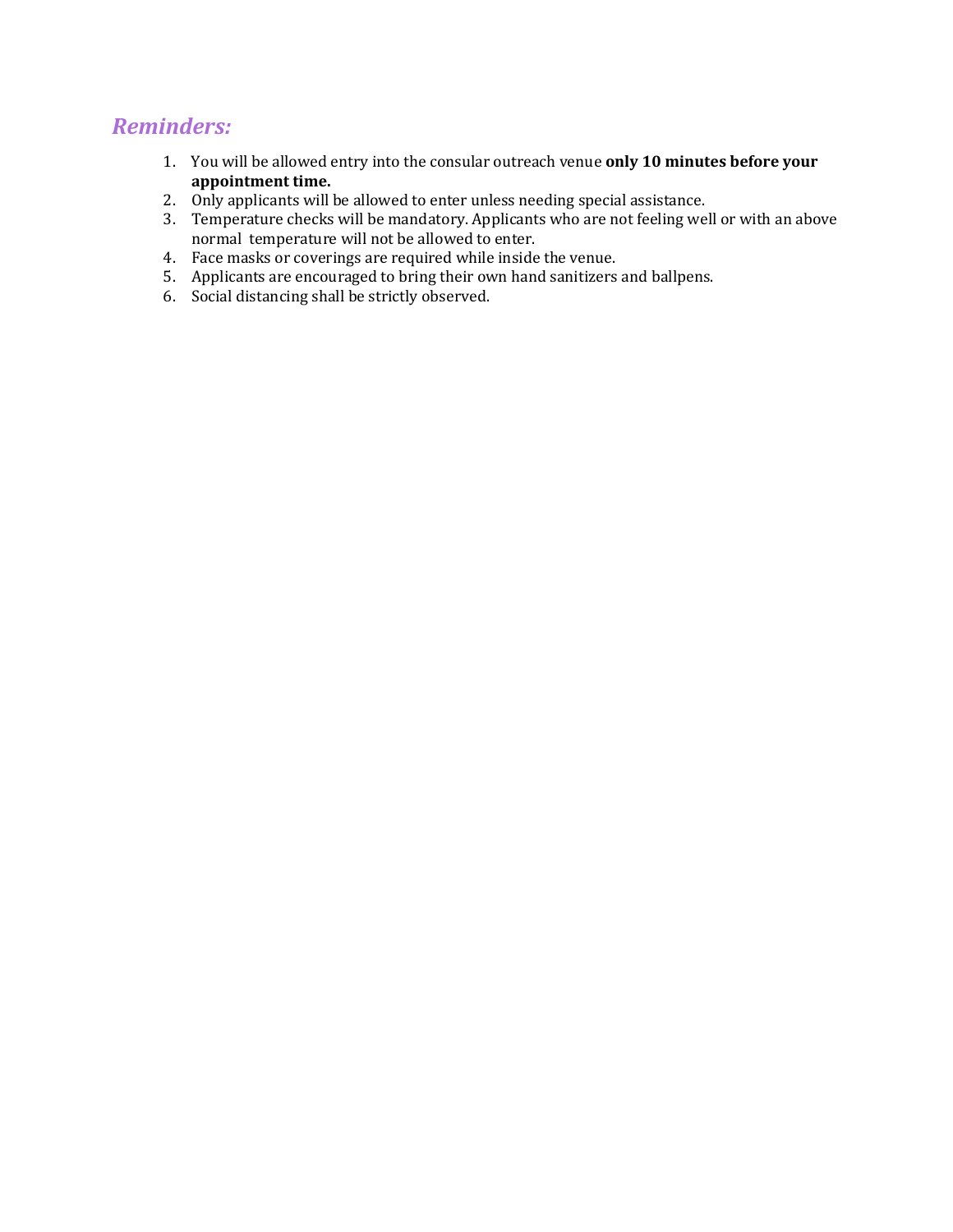## *Reminders:*

1. You will be allowed entry into the consular outreach venue **only 10 minutes before your appointment time.**
2. Only applicants will be allowed to enter unless needing special assistance.
3. Temperature checks will be mandatory. Applicants who are not feeling well or with an above normal temperature will not be allowed to enter.
4. Face masks or coverings are required while inside the venue.
5. Applicants are encouraged to bring their own hand sanitizers and ballpens.
6. Social distancing shall be strictly observed.